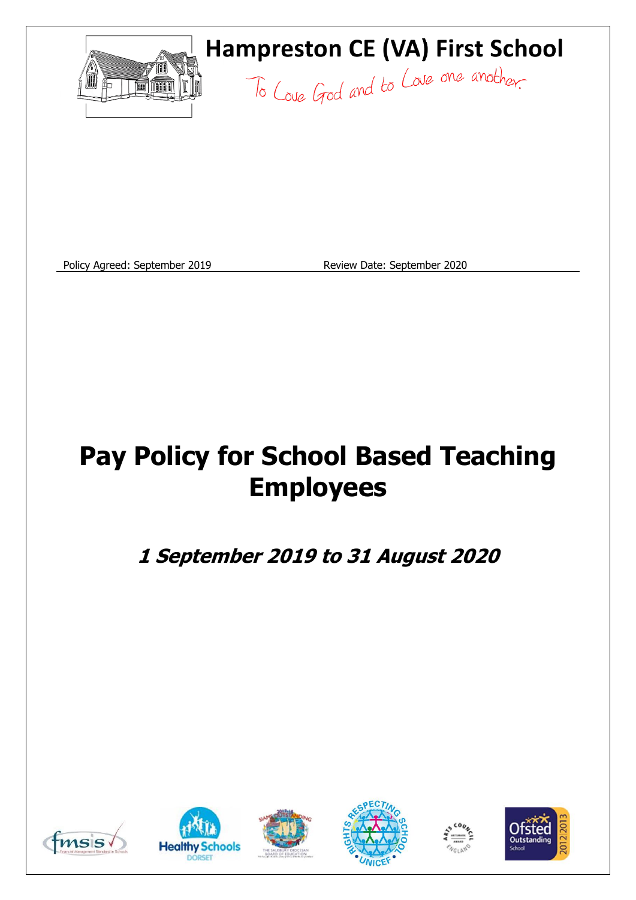# Hampreston CE (VA) First School

To Love God and to Love one another

Policy Agreed: September 2019 Review Date: September 2020

# Pay Policy for School Based Teaching Employees

## *1 September 2019 to 31 August 2020*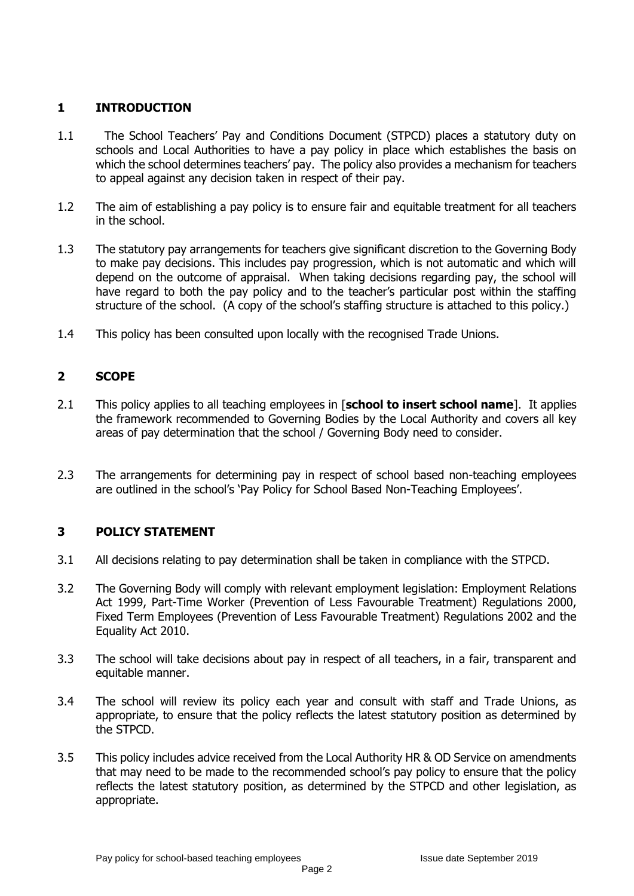## 1 INTRODUCTION

1.1 The School Teachers' Pay and Conditions Document (STPCD) places a statutory duty on schools and Local Authorities to have a pay policy in place which establishes the basis on which the school determines teachers' pay. The policy also provides a mechanism for teachers to appeal against any decision taken in respect of their pay.

1.2 The aim of establishing a pay policy is to ensure fair and equitable treatment for all teachers in the school.

1.3 The statutory pay arrangements for teachers give significant discretion to the Governing Body to make pay decisions. This includes pay progression, which is not automatic and which will depend on the outcome of appraisal. When taking decisions regarding pay, the school will have regard to both the pay policy and to the teacher's particular post within the staffing structure of the school. (A copy of the school's staffing structure is attached to this policy.)

1.4 This policy has been consulted upon locally with the recognised Trade Unions.

## 2 SCOPE

2.1 This policy applies to all teaching employees in [**school to insert school name**]. It applies the framework recommended to Governing Bodies by the Local Authority and covers all key areas of pay determination that the school / Governing Body need to consider.

2.3 The arrangements for determining pay in respect of school based non-teaching employees are outlined in the school's 'Pay Policy for School Based Non-Teaching Employees'.

## 3 POLICY STATEMENT

3.1 All decisions relating to pay determination shall be taken in compliance with the STPCD.

3.2 The Governing Body will comply with relevant employment legislation: Employment Relations Act 1999, Part-Time Worker (Prevention of Less Favourable Treatment) Regulations 2000, Fixed Term Employees (Prevention of Less Favourable Treatment) Regulations 2002 and the Equality Act 2010.

3.3 The school will take decisions about pay in respect of all teachers, in a fair, transparent and equitable manner.

3.4 The school will review its policy each year and consult with staff and Trade Unions, as appropriate, to ensure that the policy reflects the latest statutory position as determined by the STPCD.

3.5 This policy includes advice received from the Local Authority HR & OD Service on amendments that may need to be made to the recommended school's pay policy to ensure that the policy reflects the latest statutory position, as determined by the STPCD and other legislation, as appropriate.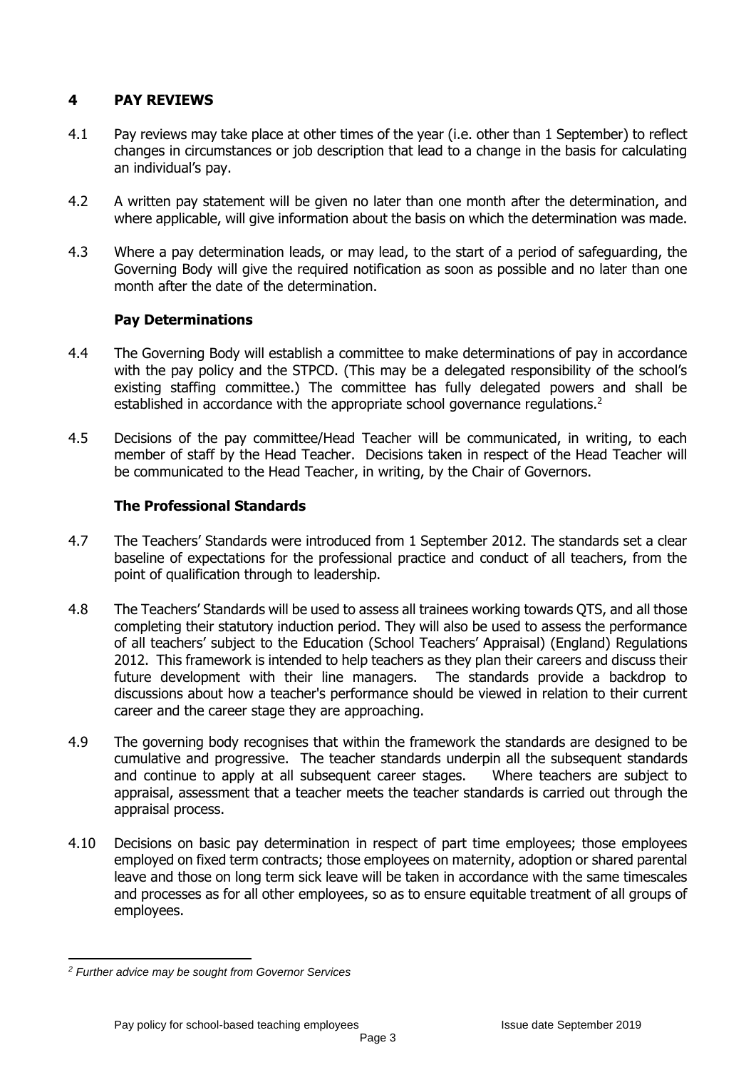## 4 PAY REVIEWS

4.1 Pay reviews may take place at other times of the year (i.e. other than 1 September) to reflect changes in circumstances or job description that lead to a change in the basis for calculating an individual's pay.

4.2 A written pay statement will be given no later than one month after the determination, and where applicable, will give information about the basis on which the determination was made.

4.3 Where a pay determination leads, or may lead, to the start of a period of safeguarding, the Governing Body will give the required notification as soon as possible and no later than one month after the date of the determination.

### Pay Determinations

4.4 The Governing Body will establish a committee to make determinations of pay in accordance with the pay policy and the STPCD. (This may be a delegated responsibility of the school's existing staffing committee.) The committee has fully delegated powers and shall be established in accordance with the appropriate school governance regulations.[2]

4.5 Decisions of the pay committee/Head Teacher will be communicated, in writing, to each member of staff by the Head Teacher. Decisions taken in respect of the Head Teacher will be communicated to the Head Teacher, in writing, by the Chair of Governors.

### The Professional Standards

4.7 The Teachers' Standards were introduced from 1 September 2012. The standards set a clear baseline of expectations for the professional practice and conduct of all teachers, from the point of qualification through to leadership.

4.8 The Teachers' Standards will be used to assess all trainees working towards QTS, and all those completing their statutory induction period. They will also be used to assess the performance of all teachers' subject to the Education (School Teachers' Appraisal) (England) Regulations 2012. This framework is intended to help teachers as they plan their careers and discuss their future development with their line managers. The standards provide a backdrop to discussions about how a teacher's performance should be viewed in relation to their current career and the career stage they are approaching.

4.9 The governing body recognises that within the framework the standards are designed to be cumulative and progressive. The teacher standards underpin all the subsequent standards and continue to apply at all subsequent career stages. Where teachers are subject to appraisal, assessment that a teacher meets the teacher standards is carried out through the appraisal process.

4.10 Decisions on basic pay determination in respect of part time employees; those employees employed on fixed term contracts; those employees on maternity, adoption or shared parental leave and those on long term sick leave will be taken in accordance with the same timescales and processes as for all other employees, so as to ensure equitable treatment of all groups of employees.

---

*[2] Further advice may be sought from Governor Services*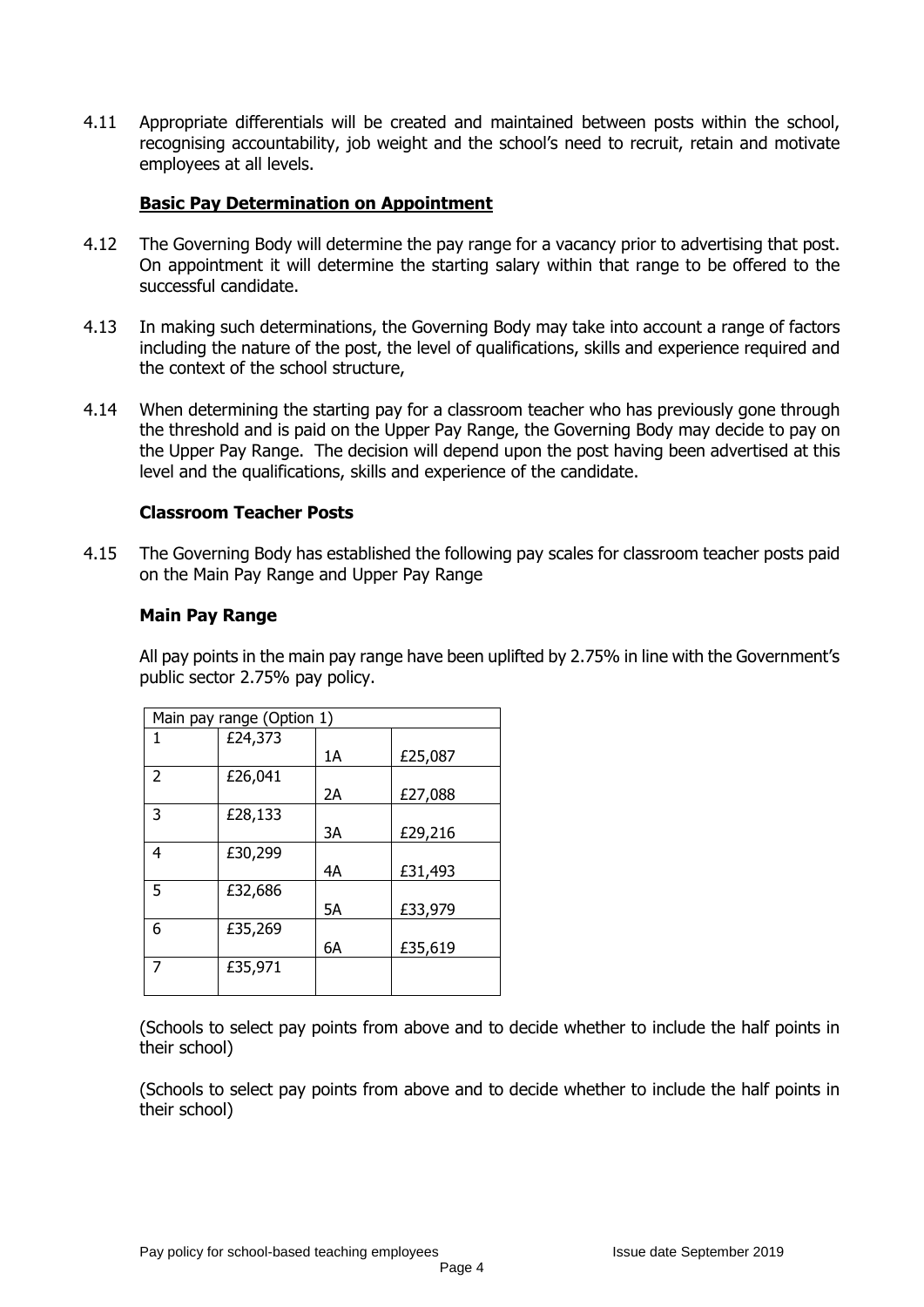4.11 Appropriate differentials will be created and maintained between posts within the school, recognising accountability, job weight and the school's need to recruit, retain and motivate employees at all levels.

## Basic Pay Determination on Appointment

4.12 The Governing Body will determine the pay range for a vacancy prior to advertising that post. On appointment it will determine the starting salary within that range to be offered to the successful candidate.

4.13 In making such determinations, the Governing Body may take into account a range of factors including the nature of the post, the level of qualifications, skills and experience required and the context of the school structure,

4.14 When determining the starting pay for a classroom teacher who has previously gone through the threshold and is paid on the Upper Pay Range, the Governing Body may decide to pay on the Upper Pay Range. The decision will depend upon the post having been advertised at this level and the qualifications, skills and experience of the candidate.

### Classroom Teacher Posts

4.15 The Governing Body has established the following pay scales for classroom teacher posts paid on the Main Pay Range and Upper Pay Range

### Main Pay Range

All pay points in the main pay range have been uplifted by 2.75% in line with the Government's public sector 2.75% pay policy.

| Main pay range (Option 1) | | | |
|---|---|---|---|
| 1 | £24,373 | 1A | £25,087 |
| 2 | £26,041 | 2A | £27,088 |
| 3 | £28,133 | 3A | £29,216 |
| 4 | £30,299 | 4A | £31,493 |
| 5 | £32,686 | 5A | £33,979 |
| 6 | £35,269 | 6A | £35,619 |
| 7 | £35,971 | | |

(Schools to select pay points from above and to decide whether to include the half points in their school)

(Schools to select pay points from above and to decide whether to include the half points in their school)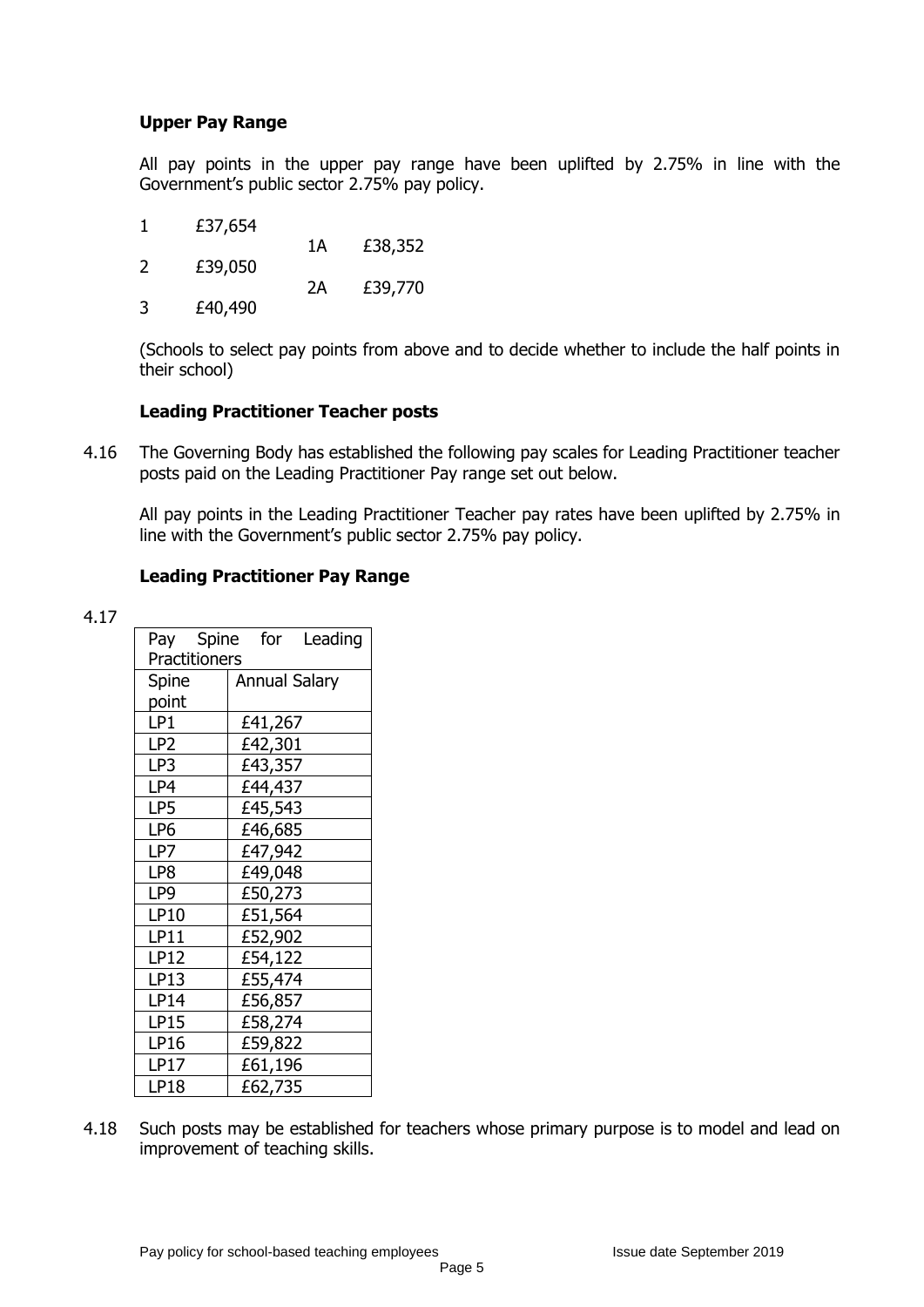**Upper Pay Range**

All pay points in the upper pay range have been uplifted by 2.75% in line with the Government's public sector 2.75% pay policy.

| | | | |
|---|---|---|---|
| 1 | £37,654 | | |
| | | 1A | £38,352 |
| 2 | £39,050 | | |
| | | 2A | £39,770 |
| 3 | £40,490 | | |

(Schools to select pay points from above and to decide whether to include the half points in their school)

**Leading Practitioner Teacher posts**

4.16 The Governing Body has established the following pay scales for Leading Practitioner teacher posts paid on the Leading Practitioner Pay range set out below.

All pay points in the Leading Practitioner Teacher pay rates have been uplifted by 2.75% in line with the Government's public sector 2.75% pay policy.

**Leading Practitioner Pay Range**

4.17

| Pay Spine for Leading Practitioners | |
|---|---|
| Spine point | Annual Salary |
| LP1 | £41,267 |
| LP2 | £42,301 |
| LP3 | £43,357 |
| LP4 | £44,437 |
| LP5 | £45,543 |
| LP6 | £46,685 |
| LP7 | £47,942 |
| LP8 | £49,048 |
| LP9 | £50,273 |
| LP10 | £51,564 |
| LP11 | £52,902 |
| LP12 | £54,122 |
| LP13 | £55,474 |
| LP14 | £56,857 |
| LP15 | £58,274 |
| LP16 | £59,822 |
| LP17 | £61,196 |
| LP18 | £62,735 |

4.18 Such posts may be established for teachers whose primary purpose is to model and lead on improvement of teaching skills.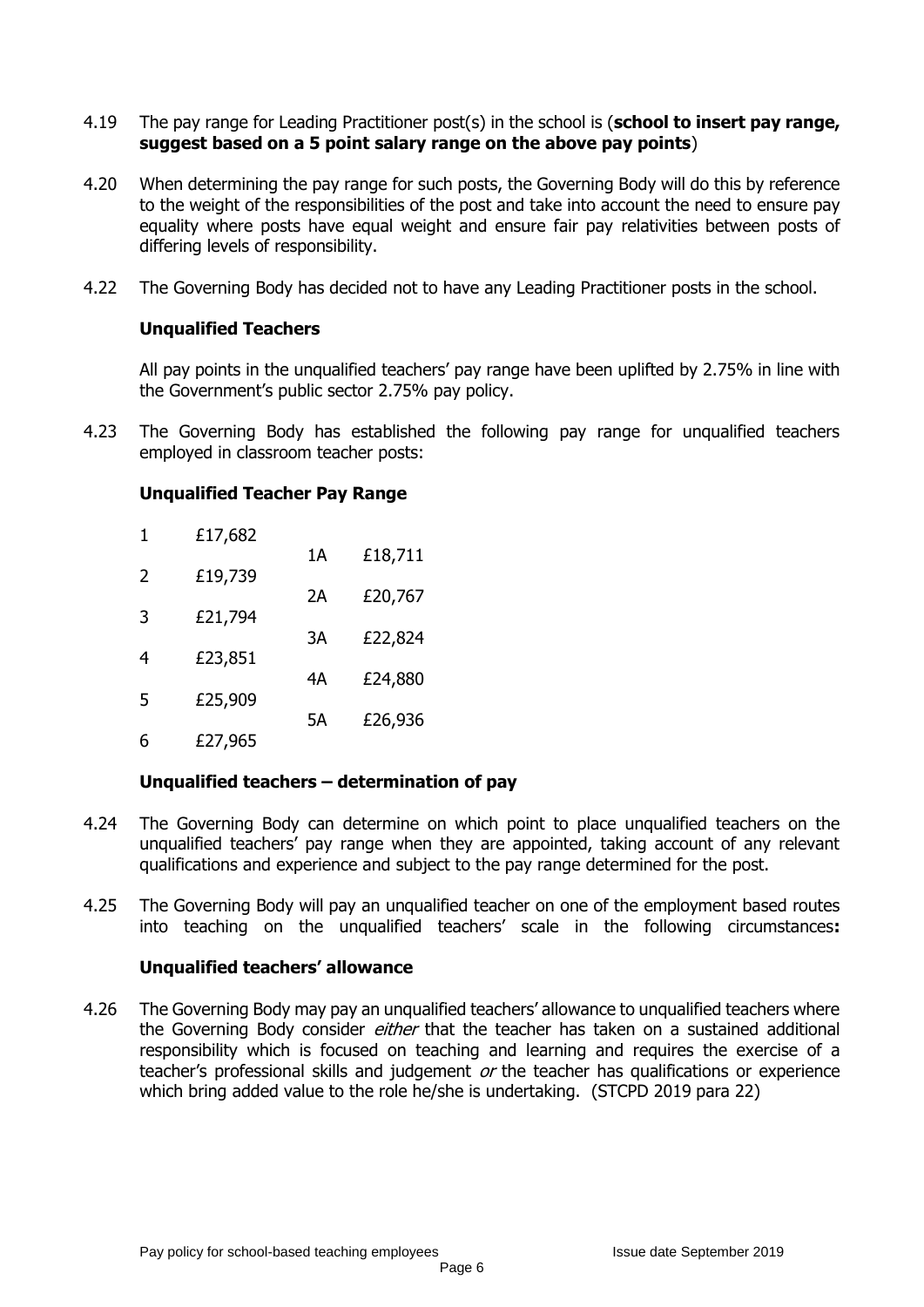4.19 The pay range for Leading Practitioner post(s) in the school is (**school to insert pay range, suggest based on a 5 point salary range on the above pay points**)

4.20 When determining the pay range for such posts, the Governing Body will do this by reference to the weight of the responsibilities of the post and take into account the need to ensure pay equality where posts have equal weight and ensure fair pay relativities between posts of differing levels of responsibility.

4.22 The Governing Body has decided not to have any Leading Practitioner posts in the school.

**Unqualified Teachers**

All pay points in the unqualified teachers' pay range have been uplifted by 2.75% in line with the Government's public sector 2.75% pay policy.

4.23 The Governing Body has established the following pay range for unqualified teachers employed in classroom teacher posts:

**Unqualified Teacher Pay Range**

| Point | Salary | Point | Salary |
|---|---|---|---|
| 1 | £17,682 | | |
| | | 1A | £18,711 |
| 2 | £19,739 | | |
| | | 2A | £20,767 |
| 3 | £21,794 | | |
| | | 3A | £22,824 |
| 4 | £23,851 | | |
| | | 4A | £24,880 |
| 5 | £25,909 | | |
| | | 5A | £26,936 |
| 6 | £27,965 | | |

**Unqualified teachers – determination of pay**

4.24 The Governing Body can determine on which point to place unqualified teachers on the unqualified teachers' pay range when they are appointed, taking account of any relevant qualifications and experience and subject to the pay range determined for the post.

4.25 The Governing Body will pay an unqualified teacher on one of the employment based routes into teaching on the unqualified teachers' scale in the following circumstances**:**

**Unqualified teachers' allowance**

4.26 The Governing Body may pay an unqualified teachers' allowance to unqualified teachers where the Governing Body consider *either* that the teacher has taken on a sustained additional responsibility which is focused on teaching and learning and requires the exercise of a teacher's professional skills and judgement *or* the teacher has qualifications or experience which bring added value to the role he/she is undertaking. (STCPD 2019 para 22)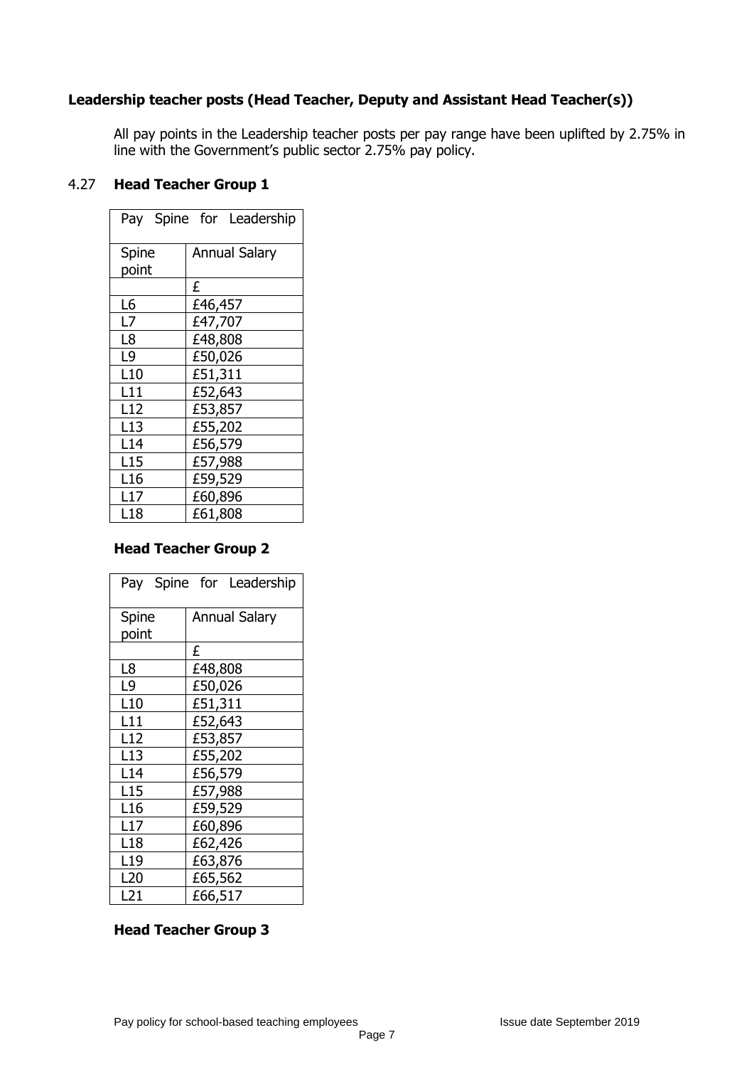**Leadership teacher posts (Head Teacher, Deputy and Assistant Head Teacher(s))**

All pay points in the Leadership teacher posts per pay range have been uplifted by 2.75% in line with the Government's public sector 2.75% pay policy.

4.27 **Head Teacher Group 1**

| Pay Spine for Leadership | |
|---|---|
| Spine point | Annual Salary |
| | £ |
| L6 | £46,457 |
| L7 | £47,707 |
| L8 | £48,808 |
| L9 | £50,026 |
| L10 | £51,311 |
| L11 | £52,643 |
| L12 | £53,857 |
| L13 | £55,202 |
| L14 | £56,579 |
| L15 | £57,988 |
| L16 | £59,529 |
| L17 | £60,896 |
| L18 | £61,808 |

**Head Teacher Group 2**

| Pay Spine for Leadership | |
|---|---|
| Spine point | Annual Salary |
| | £ |
| L8 | £48,808 |
| L9 | £50,026 |
| L10 | £51,311 |
| L11 | £52,643 |
| L12 | £53,857 |
| L13 | £55,202 |
| L14 | £56,579 |
| L15 | £57,988 |
| L16 | £59,529 |
| L17 | £60,896 |
| L18 | £62,426 |
| L19 | £63,876 |
| L20 | £65,562 |
| L21 | £66,517 |

**Head Teacher Group 3**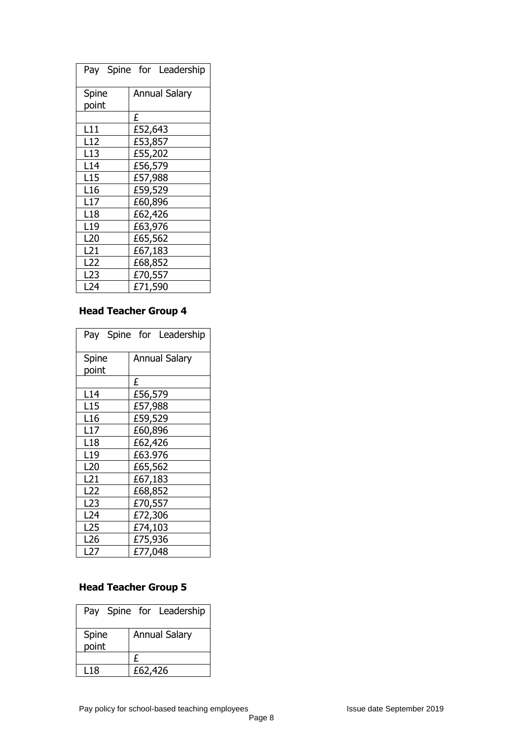| Pay Spine for Leadership | |
|---|---|
| Spine point | Annual Salary |
| | £ |
| L11 | £52,643 |
| L12 | £53,857 |
| L13 | £55,202 |
| L14 | £56,579 |
| L15 | £57,988 |
| L16 | £59,529 |
| L17 | £60,896 |
| L18 | £62,426 |
| L19 | £63,976 |
| L20 | £65,562 |
| L21 | £67,183 |
| L22 | £68,852 |
| L23 | £70,557 |
| L24 | £71,590 |

**Head Teacher Group 4**

| Pay Spine for Leadership | |
|---|---|
| Spine point | Annual Salary |
| | £ |
| L14 | £56,579 |
| L15 | £57,988 |
| L16 | £59,529 |
| L17 | £60,896 |
| L18 | £62,426 |
| L19 | £63.976 |
| L20 | £65,562 |
| L21 | £67,183 |
| L22 | £68,852 |
| L23 | £70,557 |
| L24 | £72,306 |
| L25 | £74,103 |
| L26 | £75,936 |
| L27 | £77,048 |

**Head Teacher Group 5**

| Pay Spine for Leadership | |
|---|---|
| Spine point | Annual Salary |
| | £ |
| L18 | £62,426 |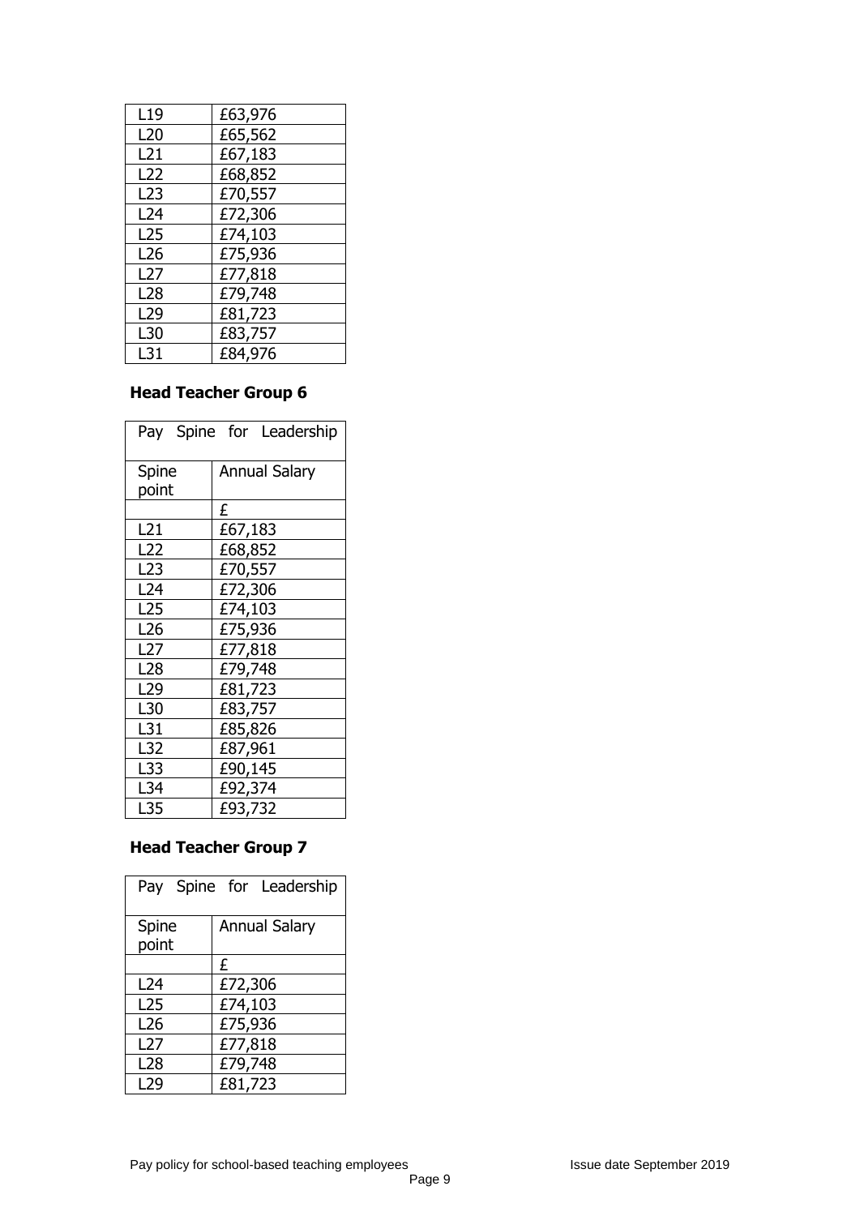| L19 | £63,976 |
|---|---|
| L20 | £65,562 |
| L21 | £67,183 |
| L22 | £68,852 |
| L23 | £70,557 |
| L24 | £72,306 |
| L25 | £74,103 |
| L26 | £75,936 |
| L27 | £77,818 |
| L28 | £79,748 |
| L29 | £81,723 |
| L30 | £83,757 |
| L31 | £84,976 |

**Head Teacher Group 6**

| Pay Spine for Leadership | |
|---|---|
| Spine point | Annual Salary |
| | £ |
| L21 | £67,183 |
| L22 | £68,852 |
| L23 | £70,557 |
| L24 | £72,306 |
| L25 | £74,103 |
| L26 | £75,936 |
| L27 | £77,818 |
| L28 | £79,748 |
| L29 | £81,723 |
| L30 | £83,757 |
| L31 | £85,826 |
| L32 | £87,961 |
| L33 | £90,145 |
| L34 | £92,374 |
| L35 | £93,732 |

**Head Teacher Group 7**

| Pay Spine for Leadership | |
|---|---|
| Spine point | Annual Salary |
| | £ |
| L24 | £72,306 |
| L25 | £74,103 |
| L26 | £75,936 |
| L27 | £77,818 |
| L28 | £79,748 |
| L29 | £81,723 |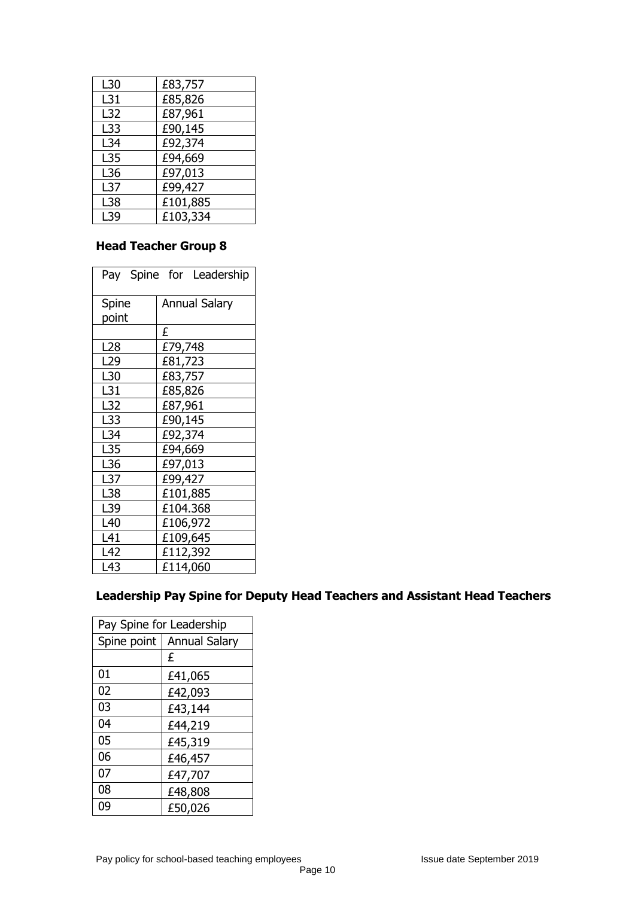| L30 | £83,757 |
|---|---|
| L31 | £85,826 |
| L32 | £87,961 |
| L33 | £90,145 |
| L34 | £92,374 |
| L35 | £94,669 |
| L36 | £97,013 |
| L37 | £99,427 |
| L38 | £101,885 |
| L39 | £103,334 |

**Head Teacher Group 8**

| Pay Spine for Leadership | |
|---|---|
| Spine point | Annual Salary |
| | £ |
| L28 | £79,748 |
| L29 | £81,723 |
| L30 | £83,757 |
| L31 | £85,826 |
| L32 | £87,961 |
| L33 | £90,145 |
| L34 | £92,374 |
| L35 | £94,669 |
| L36 | £97,013 |
| L37 | £99,427 |
| L38 | £101,885 |
| L39 | £104.368 |
| L40 | £106,972 |
| L41 | £109,645 |
| L42 | £112,392 |
| L43 | £114,060 |

**Leadership Pay Spine for Deputy Head Teachers and Assistant Head Teachers**

| Pay Spine for Leadership | |
|---|---|
| Spine point | Annual Salary |
| | £ |
| 01 | £41,065 |
| 02 | £42,093 |
| 03 | £43,144 |
| 04 | £44,219 |
| 05 | £45,319 |
| 06 | £46,457 |
| 07 | £47,707 |
| 08 | £48,808 |
| 09 | £50,026 |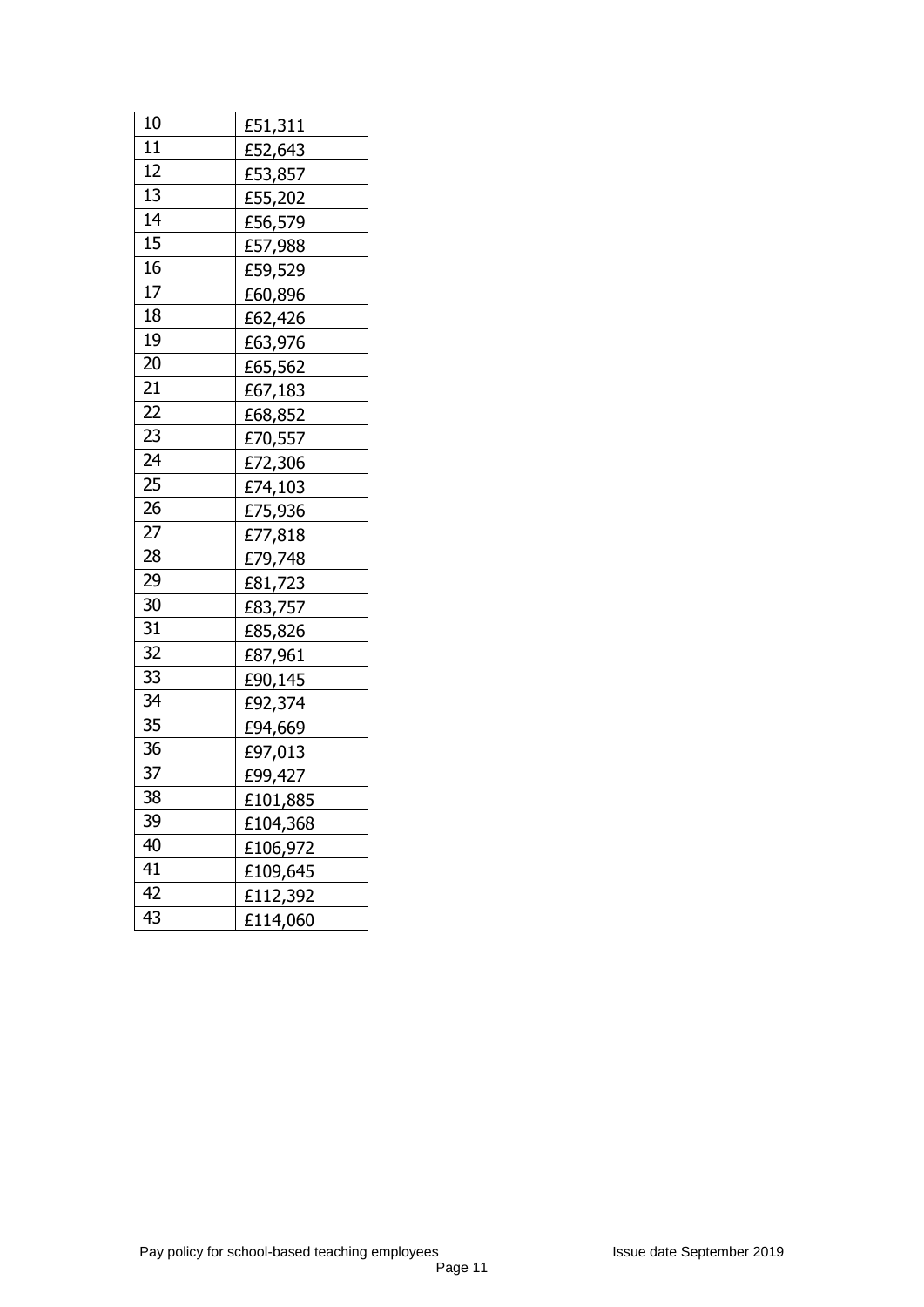| | |
|---|---|
| 10 | £51,311 |
| 11 | £52,643 |
| 12 | £53,857 |
| 13 | £55,202 |
| 14 | £56,579 |
| 15 | £57,988 |
| 16 | £59,529 |
| 17 | £60,896 |
| 18 | £62,426 |
| 19 | £63,976 |
| 20 | £65,562 |
| 21 | £67,183 |
| 22 | £68,852 |
| 23 | £70,557 |
| 24 | £72,306 |
| 25 | £74,103 |
| 26 | £75,936 |
| 27 | £77,818 |
| 28 | £79,748 |
| 29 | £81,723 |
| 30 | £83,757 |
| 31 | £85,826 |
| 32 | £87,961 |
| 33 | £90,145 |
| 34 | £92,374 |
| 35 | £94,669 |
| 36 | £97,013 |
| 37 | £99,427 |
| 38 | £101,885 |
| 39 | £104,368 |
| 40 | £106,972 |
| 41 | £109,645 |
| 42 | £112,392 |
| 43 | £114,060 |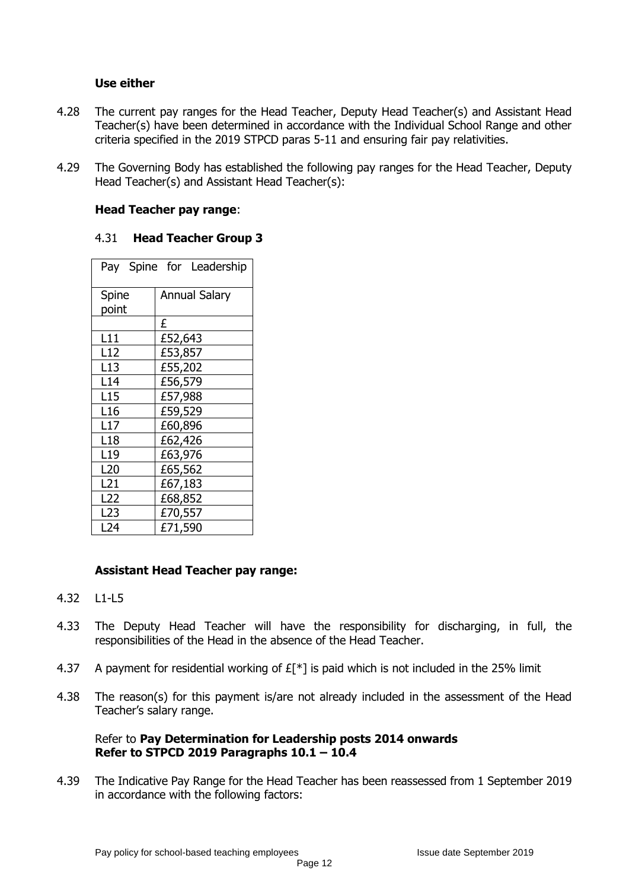**Use either**

4.28 The current pay ranges for the Head Teacher, Deputy Head Teacher(s) and Assistant Head Teacher(s) have been determined in accordance with the Individual School Range and other criteria specified in the 2019 STPCD paras 5-11 and ensuring fair pay relativities.

4.29 The Governing Body has established the following pay ranges for the Head Teacher, Deputy Head Teacher(s) and Assistant Head Teacher(s):

**Head Teacher pay range**:

4.31 **Head Teacher Group 3**

| Pay Spine for Leadership | |
|---|---|
| Spine point | Annual Salary |
| | £ |
| L11 | £52,643 |
| L12 | £53,857 |
| L13 | £55,202 |
| L14 | £56,579 |
| L15 | £57,988 |
| L16 | £59,529 |
| L17 | £60,896 |
| L18 | £62,426 |
| L19 | £63,976 |
| L20 | £65,562 |
| L21 | £67,183 |
| L22 | £68,852 |
| L23 | £70,557 |
| L24 | £71,590 |

**Assistant Head Teacher pay range:**

4.32 L1-L5

4.33 The Deputy Head Teacher will have the responsibility for discharging, in full, the responsibilities of the Head in the absence of the Head Teacher.

4.37 A payment for residential working of £[*] is paid which is not included in the 25% limit

4.38 The reason(s) for this payment is/are not already included in the assessment of the Head Teacher's salary range.

Refer to **Pay Determination for Leadership posts 2014 onwards**
**Refer to STPCD 2019 Paragraphs 10.1 – 10.4**

4.39 The Indicative Pay Range for the Head Teacher has been reassessed from 1 September 2019 in accordance with the following factors: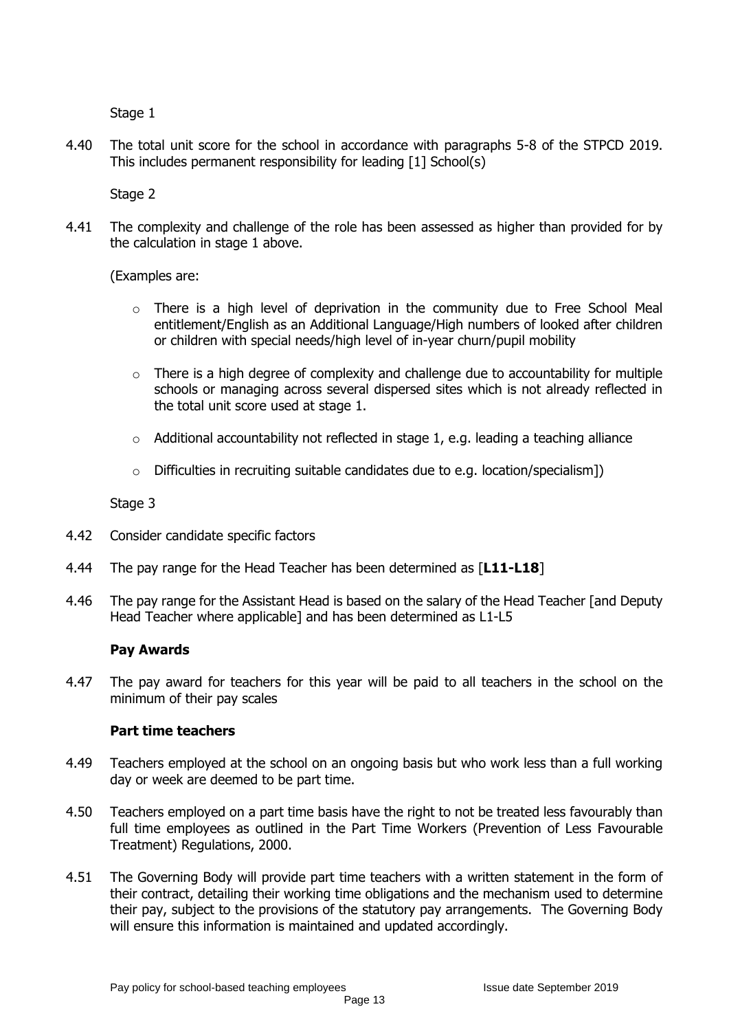Stage 1

4.40 The total unit score for the school in accordance with paragraphs 5-8 of the STPCD 2019. This includes permanent responsibility for leading [1] School(s)

Stage 2

4.41 The complexity and challenge of the role has been assessed as higher than provided for by the calculation in stage 1 above.

(Examples are:

- There is a high level of deprivation in the community due to Free School Meal entitlement/English as an Additional Language/High numbers of looked after children or children with special needs/high level of in-year churn/pupil mobility
- There is a high degree of complexity and challenge due to accountability for multiple schools or managing across several dispersed sites which is not already reflected in the total unit score used at stage 1.
- Additional accountability not reflected in stage 1, e.g. leading a teaching alliance
- Difficulties in recruiting suitable candidates due to e.g. location/specialism])

Stage 3

4.42 Consider candidate specific factors

4.44 The pay range for the Head Teacher has been determined as [**L11-L18**]

4.46 The pay range for the Assistant Head is based on the salary of the Head Teacher [and Deputy Head Teacher where applicable] and has been determined as L1-L5

**Pay Awards**

4.47 The pay award for teachers for this year will be paid to all teachers in the school on the minimum of their pay scales

**Part time teachers**

4.49 Teachers employed at the school on an ongoing basis but who work less than a full working day or week are deemed to be part time.

4.50 Teachers employed on a part time basis have the right to not be treated less favourably than full time employees as outlined in the Part Time Workers (Prevention of Less Favourable Treatment) Regulations, 2000.

4.51 The Governing Body will provide part time teachers with a written statement in the form of their contract, detailing their working time obligations and the mechanism used to determine their pay, subject to the provisions of the statutory pay arrangements. The Governing Body will ensure this information is maintained and updated accordingly.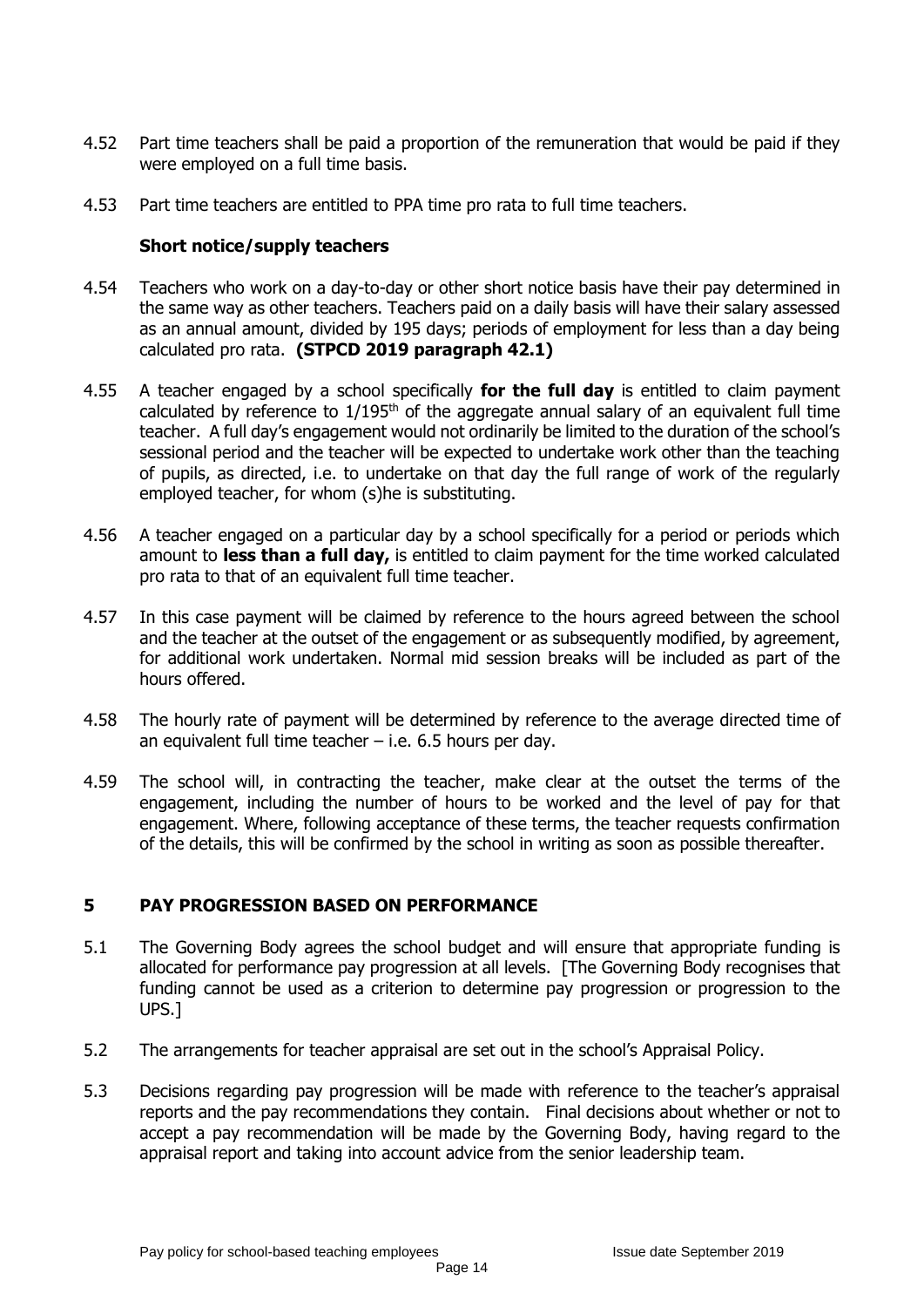4.52 Part time teachers shall be paid a proportion of the remuneration that would be paid if they were employed on a full time basis.

4.53 Part time teachers are entitled to PPA time pro rata to full time teachers.

**Short notice/supply teachers**

4.54 Teachers who work on a day-to-day or other short notice basis have their pay determined in the same way as other teachers. Teachers paid on a daily basis will have their salary assessed as an annual amount, divided by 195 days; periods of employment for less than a day being calculated pro rata. **(STPCD 2019 paragraph 42.1)**

4.55 A teacher engaged by a school specifically **for the full day** is entitled to claim payment calculated by reference to 1/195th of the aggregate annual salary of an equivalent full time teacher. A full day's engagement would not ordinarily be limited to the duration of the school's sessional period and the teacher will be expected to undertake work other than the teaching of pupils, as directed, i.e. to undertake on that day the full range of work of the regularly employed teacher, for whom (s)he is substituting.

4.56 A teacher engaged on a particular day by a school specifically for a period or periods which amount to **less than a full day,** is entitled to claim payment for the time worked calculated pro rata to that of an equivalent full time teacher.

4.57 In this case payment will be claimed by reference to the hours agreed between the school and the teacher at the outset of the engagement or as subsequently modified, by agreement, for additional work undertaken. Normal mid session breaks will be included as part of the hours offered.

4.58 The hourly rate of payment will be determined by reference to the average directed time of an equivalent full time teacher – i.e. 6.5 hours per day.

4.59 The school will, in contracting the teacher, make clear at the outset the terms of the engagement, including the number of hours to be worked and the level of pay for that engagement. Where, following acceptance of these terms, the teacher requests confirmation of the details, this will be confirmed by the school in writing as soon as possible thereafter.

## 5 PAY PROGRESSION BASED ON PERFORMANCE

5.1 The Governing Body agrees the school budget and will ensure that appropriate funding is allocated for performance pay progression at all levels. [The Governing Body recognises that funding cannot be used as a criterion to determine pay progression or progression to the UPS.]

5.2 The arrangements for teacher appraisal are set out in the school's Appraisal Policy.

5.3 Decisions regarding pay progression will be made with reference to the teacher's appraisal reports and the pay recommendations they contain. Final decisions about whether or not to accept a pay recommendation will be made by the Governing Body, having regard to the appraisal report and taking into account advice from the senior leadership team.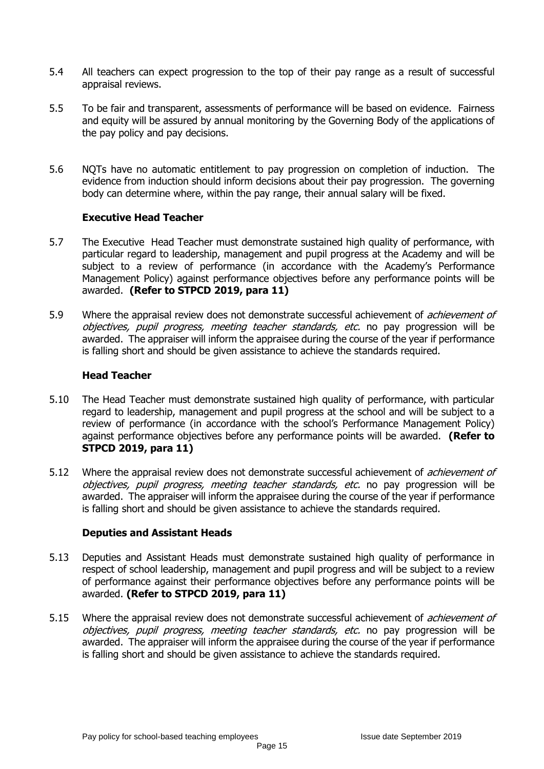5.4 All teachers can expect progression to the top of their pay range as a result of successful appraisal reviews.

5.5 To be fair and transparent, assessments of performance will be based on evidence. Fairness and equity will be assured by annual monitoring by the Governing Body of the applications of the pay policy and pay decisions.

5.6 NQTs have no automatic entitlement to pay progression on completion of induction. The evidence from induction should inform decisions about their pay progression. The governing body can determine where, within the pay range, their annual salary will be fixed.

**Executive Head Teacher**

5.7 The Executive Head Teacher must demonstrate sustained high quality of performance, with particular regard to leadership, management and pupil progress at the Academy and will be subject to a review of performance (in accordance with the Academy's Performance Management Policy) against performance objectives before any performance points will be awarded. **(Refer to STPCD 2019, para 11)**

5.9 Where the appraisal review does not demonstrate successful achievement of *achievement of objectives, pupil progress, meeting teacher standards, etc.* no pay progression will be awarded. The appraiser will inform the appraisee during the course of the year if performance is falling short and should be given assistance to achieve the standards required.

**Head Teacher**

5.10 The Head Teacher must demonstrate sustained high quality of performance, with particular regard to leadership, management and pupil progress at the school and will be subject to a review of performance (in accordance with the school's Performance Management Policy) against performance objectives before any performance points will be awarded. **(Refer to STPCD 2019, para 11)**

5.12 Where the appraisal review does not demonstrate successful achievement of *achievement of objectives, pupil progress, meeting teacher standards, etc.* no pay progression will be awarded. The appraiser will inform the appraisee during the course of the year if performance is falling short and should be given assistance to achieve the standards required.

**Deputies and Assistant Heads**

5.13 Deputies and Assistant Heads must demonstrate sustained high quality of performance in respect of school leadership, management and pupil progress and will be subject to a review of performance against their performance objectives before any performance points will be awarded. **(Refer to STPCD 2019, para 11)**

5.15 Where the appraisal review does not demonstrate successful achievement of *achievement of objectives, pupil progress, meeting teacher standards, etc.* no pay progression will be awarded. The appraiser will inform the appraisee during the course of the year if performance is falling short and should be given assistance to achieve the standards required.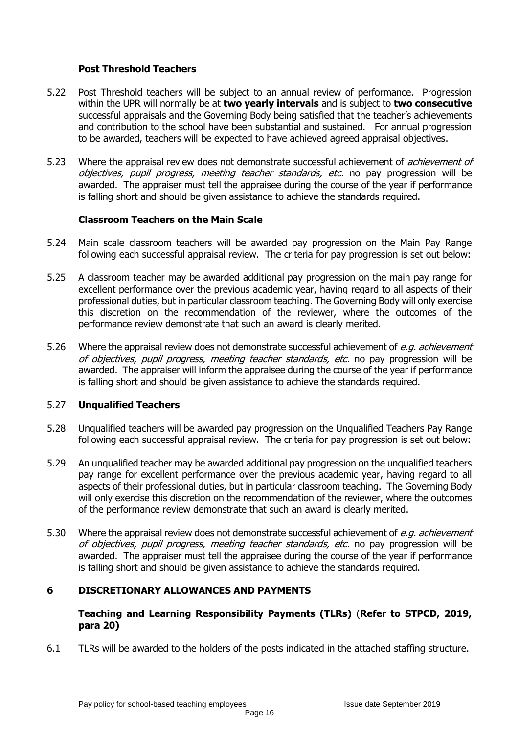### Post Threshold Teachers

5.22 Post Threshold teachers will be subject to an annual review of performance. Progression within the UPR will normally be at **two yearly intervals** and is subject to **two consecutive** successful appraisals and the Governing Body being satisfied that the teacher's achievements and contribution to the school have been substantial and sustained. For annual progression to be awarded, teachers will be expected to have achieved agreed appraisal objectives.

5.23 Where the appraisal review does not demonstrate successful achievement of *achievement of objectives, pupil progress, meeting teacher standards, etc.* no pay progression will be awarded. The appraiser must tell the appraisee during the course of the year if performance is falling short and should be given assistance to achieve the standards required.

### Classroom Teachers on the Main Scale

5.24 Main scale classroom teachers will be awarded pay progression on the Main Pay Range following each successful appraisal review. The criteria for pay progression is set out below:

5.25 A classroom teacher may be awarded additional pay progression on the main pay range for excellent performance over the previous academic year, having regard to all aspects of their professional duties, but in particular classroom teaching. The Governing Body will only exercise this discretion on the recommendation of the reviewer, where the outcomes of the performance review demonstrate that such an award is clearly merited.

5.26 Where the appraisal review does not demonstrate successful achievement of *e.g. achievement of objectives, pupil progress, meeting teacher standards, etc.* no pay progression will be awarded. The appraiser will inform the appraisee during the course of the year if performance is falling short and should be given assistance to achieve the standards required.

### 5.27 Unqualified Teachers

5.28 Unqualified teachers will be awarded pay progression on the Unqualified Teachers Pay Range following each successful appraisal review. The criteria for pay progression is set out below:

5.29 An unqualified teacher may be awarded additional pay progression on the unqualified teachers pay range for excellent performance over the previous academic year, having regard to all aspects of their professional duties, but in particular classroom teaching. The Governing Body will only exercise this discretion on the recommendation of the reviewer, where the outcomes of the performance review demonstrate that such an award is clearly merited.

5.30 Where the appraisal review does not demonstrate successful achievement of *e.g. achievement of objectives, pupil progress, meeting teacher standards, etc.* no pay progression will be awarded. The appraiser must tell the appraisee during the course of the year if performance is falling short and should be given assistance to achieve the standards required.

## 6 DISCRETIONARY ALLOWANCES AND PAYMENTS

### Teaching and Learning Responsibility Payments (TLRs) (Refer to STPCD, 2019, para 20)

6.1 TLRs will be awarded to the holders of the posts indicated in the attached staffing structure.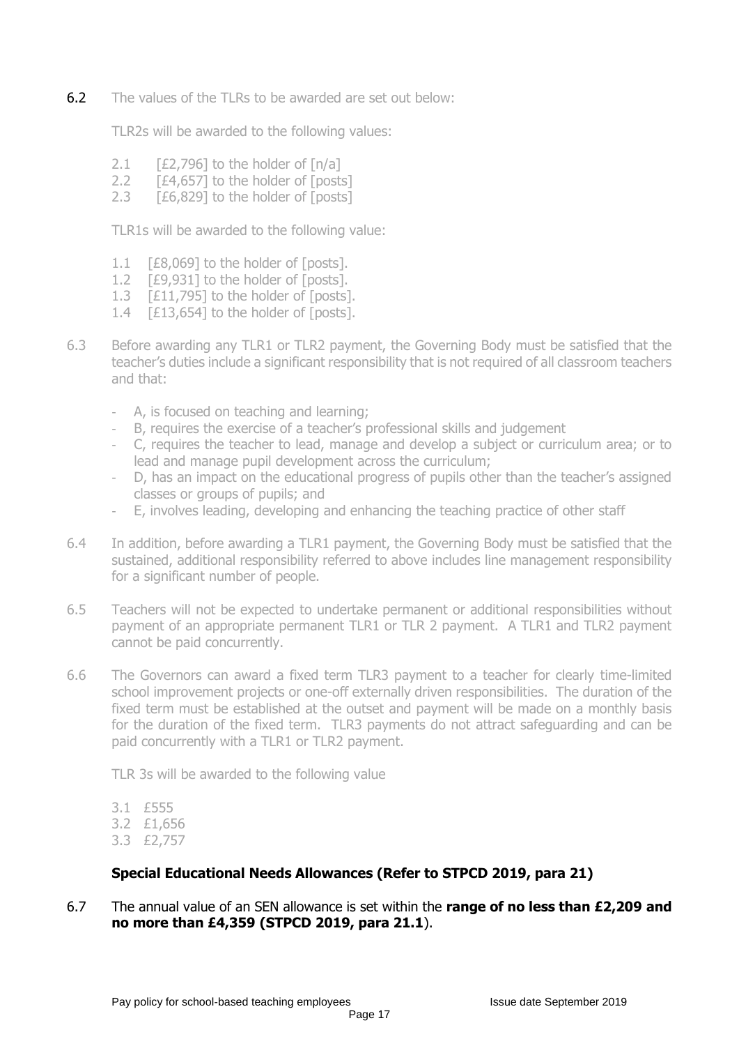6.2 The values of the TLRs to be awarded are set out below:

TLR2s will be awarded to the following values:

2.1 [£2,796] to the holder of [n/a]
2.2 [£4,657] to the holder of [posts]
2.3 [£6,829] to the holder of [posts]

TLR1s will be awarded to the following value:

1.1 [£8,069] to the holder of [posts].
1.2 [£9,931] to the holder of [posts].
1.3 [£11,795] to the holder of [posts].
1.4 [£13,654] to the holder of [posts].

6.3 Before awarding any TLR1 or TLR2 payment, the Governing Body must be satisfied that the teacher's duties include a significant responsibility that is not required of all classroom teachers and that:

- A, is focused on teaching and learning;
- B, requires the exercise of a teacher's professional skills and judgement
- C, requires the teacher to lead, manage and develop a subject or curriculum area; or to lead and manage pupil development across the curriculum;
- D, has an impact on the educational progress of pupils other than the teacher's assigned classes or groups of pupils; and
- E, involves leading, developing and enhancing the teaching practice of other staff

6.4 In addition, before awarding a TLR1 payment, the Governing Body must be satisfied that the sustained, additional responsibility referred to above includes line management responsibility for a significant number of people.

6.5 Teachers will not be expected to undertake permanent or additional responsibilities without payment of an appropriate permanent TLR1 or TLR 2 payment. A TLR1 and TLR2 payment cannot be paid concurrently.

6.6 The Governors can award a fixed term TLR3 payment to a teacher for clearly time-limited school improvement projects or one-off externally driven responsibilities. The duration of the fixed term must be established at the outset and payment will be made on a monthly basis for the duration of the fixed term. TLR3 payments do not attract safeguarding and can be paid concurrently with a TLR1 or TLR2 payment.

TLR 3s will be awarded to the following value

3.1 £555
3.2 £1,656
3.3 £2,757

### Special Educational Needs Allowances (Refer to STPCD 2019, para 21)

6.7 The annual value of an SEN allowance is set within the **range of no less than £2,209 and no more than £4,359 (STPCD 2019, para 21.1**).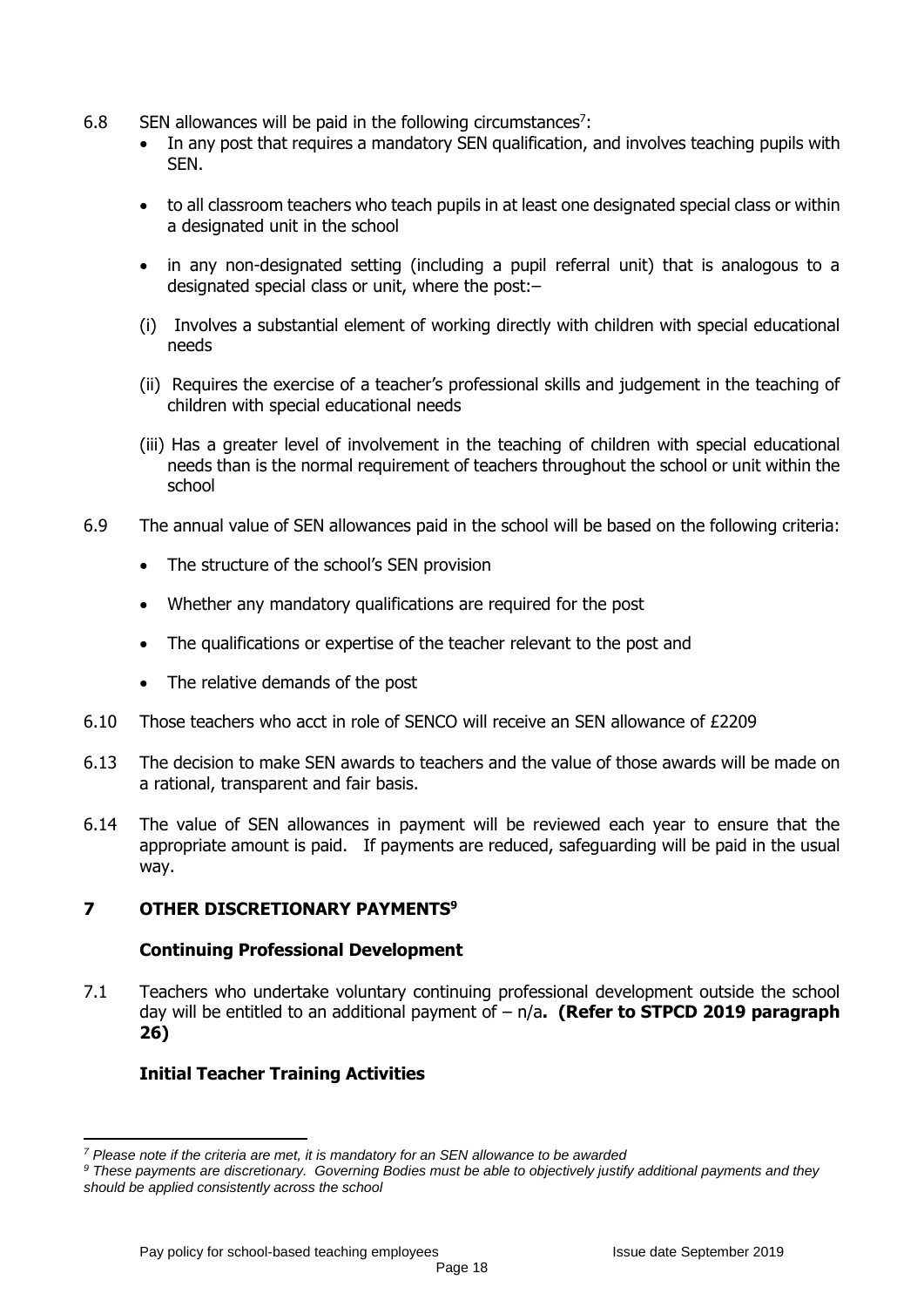6.8 SEN allowances will be paid in the following circumstances[7]:

- In any post that requires a mandatory SEN qualification, and involves teaching pupils with SEN.
- to all classroom teachers who teach pupils in at least one designated special class or within a designated unit in the school
- in any non-designated setting (including a pupil referral unit) that is analogous to a designated special class or unit, where the post:–

(i) Involves a substantial element of working directly with children with special educational needs

(ii) Requires the exercise of a teacher's professional skills and judgement in the teaching of children with special educational needs

(iii) Has a greater level of involvement in the teaching of children with special educational needs than is the normal requirement of teachers throughout the school or unit within the school

6.9 The annual value of SEN allowances paid in the school will be based on the following criteria:

- The structure of the school's SEN provision
- Whether any mandatory qualifications are required for the post
- The qualifications or expertise of the teacher relevant to the post and
- The relative demands of the post

6.10 Those teachers who acct in role of SENCO will receive an SEN allowance of £2209

6.13 The decision to make SEN awards to teachers and the value of those awards will be made on a rational, transparent and fair basis.

6.14 The value of SEN allowances in payment will be reviewed each year to ensure that the appropriate amount is paid. If payments are reduced, safeguarding will be paid in the usual way.

## 7 OTHER DISCRETIONARY PAYMENTS[9]

### Continuing Professional Development

7.1 Teachers who undertake voluntary continuing professional development outside the school day will be entitled to an additional payment of – n/a**. (Refer to STPCD 2019 paragraph 26)**

### Initial Teacher Training Activities

---

*[7] Please note if the criteria are met, it is mandatory for an SEN allowance to be awarded*

*[9] These payments are discretionary. Governing Bodies must be able to objectively justify additional payments and they should be applied consistently across the school*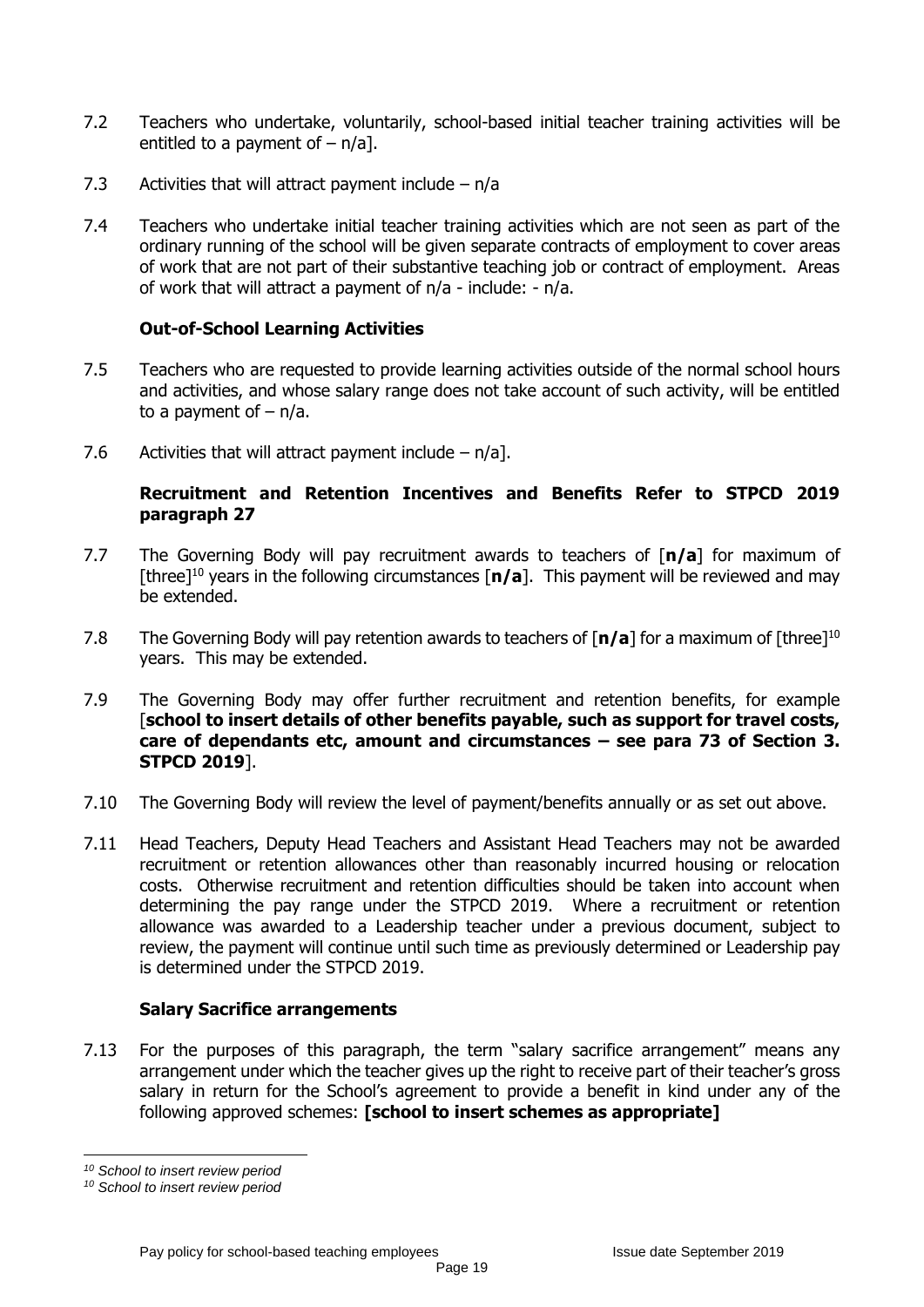7.2 Teachers who undertake, voluntarily, school-based initial teacher training activities will be entitled to a payment of – n/a].

7.3 Activities that will attract payment include – n/a

7.4 Teachers who undertake initial teacher training activities which are not seen as part of the ordinary running of the school will be given separate contracts of employment to cover areas of work that are not part of their substantive teaching job or contract of employment. Areas of work that will attract a payment of n/a - include: - n/a.

**Out-of-School Learning Activities**

7.5 Teachers who are requested to provide learning activities outside of the normal school hours and activities, and whose salary range does not take account of such activity, will be entitled to a payment of – n/a.

7.6 Activities that will attract payment include – n/a].

**Recruitment and Retention Incentives and Benefits Refer to STPCD 2019 paragraph 27**

7.7 The Governing Body will pay recruitment awards to teachers of [**n/a**] for maximum of [three][10] years in the following circumstances [**n/a**]. This payment will be reviewed and may be extended.

7.8 The Governing Body will pay retention awards to teachers of [**n/a**] for a maximum of [three][10] years. This may be extended.

7.9 The Governing Body may offer further recruitment and retention benefits, for example [**school to insert details of other benefits payable, such as support for travel costs, care of dependants etc, amount and circumstances – see para 73 of Section 3. STPCD 2019**].

7.10 The Governing Body will review the level of payment/benefits annually or as set out above.

7.11 Head Teachers, Deputy Head Teachers and Assistant Head Teachers may not be awarded recruitment or retention allowances other than reasonably incurred housing or relocation costs. Otherwise recruitment and retention difficulties should be taken into account when determining the pay range under the STPCD 2019. Where a recruitment or retention allowance was awarded to a Leadership teacher under a previous document, subject to review, the payment will continue until such time as previously determined or Leadership pay is determined under the STPCD 2019.

**Salary Sacrifice arrangements**

7.13 For the purposes of this paragraph, the term "salary sacrifice arrangement" means any arrangement under which the teacher gives up the right to receive part of their teacher's gross salary in return for the School's agreement to provide a benefit in kind under any of the following approved schemes: **[school to insert schemes as appropriate]**

---

*[10] School to insert review period*

*[10] School to insert review period*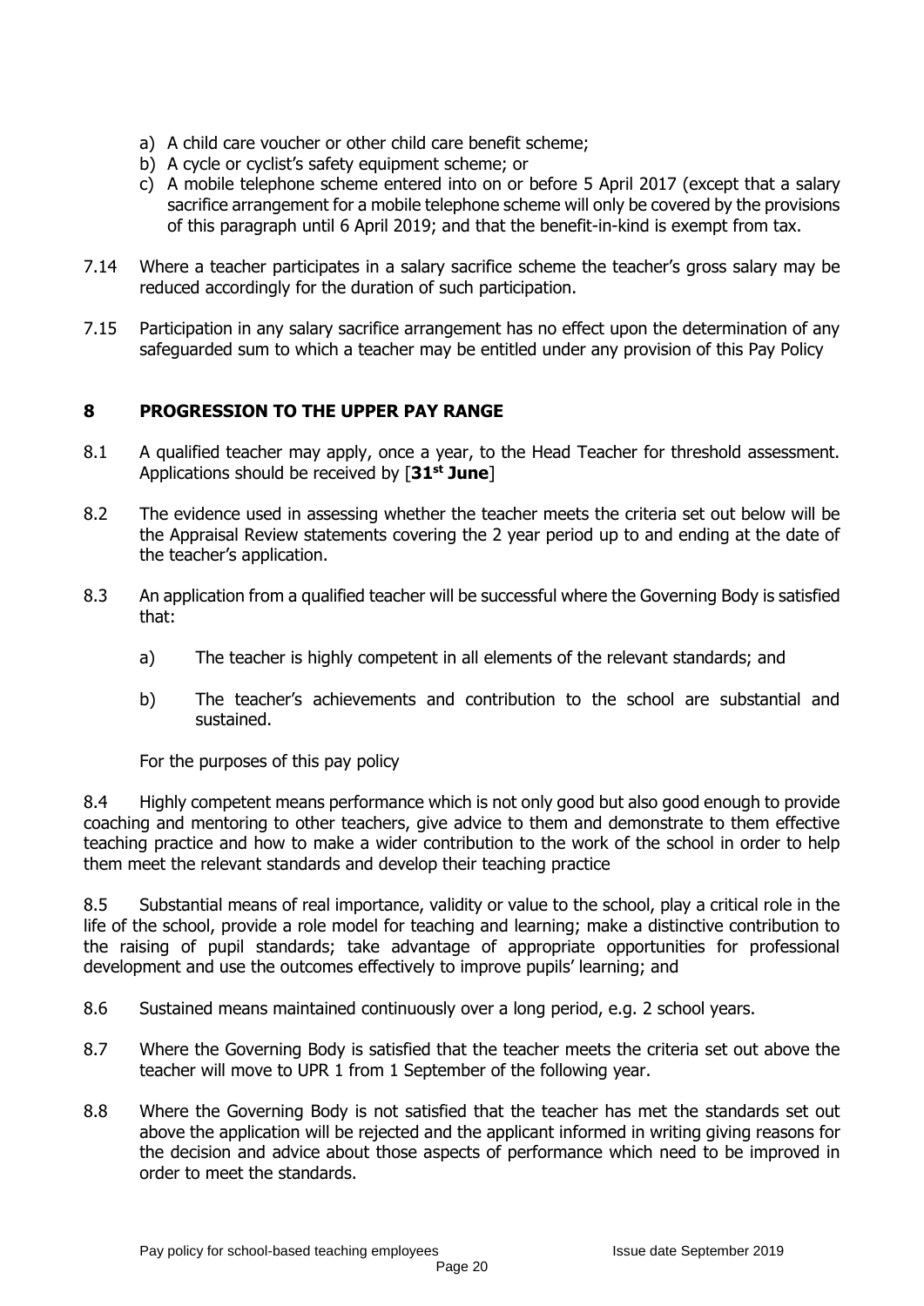a) A child care voucher or other child care benefit scheme;
b) A cycle or cyclist's safety equipment scheme; or
c) A mobile telephone scheme entered into on or before 5 April 2017 (except that a salary sacrifice arrangement for a mobile telephone scheme will only be covered by the provisions of this paragraph until 6 April 2019; and that the benefit-in-kind is exempt from tax.

7.14 Where a teacher participates in a salary sacrifice scheme the teacher's gross salary may be reduced accordingly for the duration of such participation.

7.15 Participation in any salary sacrifice arrangement has no effect upon the determination of any safeguarded sum to which a teacher may be entitled under any provision of this Pay Policy

## 8 PROGRESSION TO THE UPPER PAY RANGE

8.1 A qualified teacher may apply, once a year, to the Head Teacher for threshold assessment. Applications should be received by [**31st June**]

8.2 The evidence used in assessing whether the teacher meets the criteria set out below will be the Appraisal Review statements covering the 2 year period up to and ending at the date of the teacher's application.

8.3 An application from a qualified teacher will be successful where the Governing Body is satisfied that:

a) The teacher is highly competent in all elements of the relevant standards; and

b) The teacher's achievements and contribution to the school are substantial and sustained.

For the purposes of this pay policy

8.4 Highly competent means performance which is not only good but also good enough to provide coaching and mentoring to other teachers, give advice to them and demonstrate to them effective teaching practice and how to make a wider contribution to the work of the school in order to help them meet the relevant standards and develop their teaching practice

8.5 Substantial means of real importance, validity or value to the school, play a critical role in the life of the school, provide a role model for teaching and learning; make a distinctive contribution to the raising of pupil standards; take advantage of appropriate opportunities for professional development and use the outcomes effectively to improve pupils' learning; and

8.6 Sustained means maintained continuously over a long period, e.g. 2 school years.

8.7 Where the Governing Body is satisfied that the teacher meets the criteria set out above the teacher will move to UPR 1 from 1 September of the following year.

8.8 Where the Governing Body is not satisfied that the teacher has met the standards set out above the application will be rejected and the applicant informed in writing giving reasons for the decision and advice about those aspects of performance which need to be improved in order to meet the standards.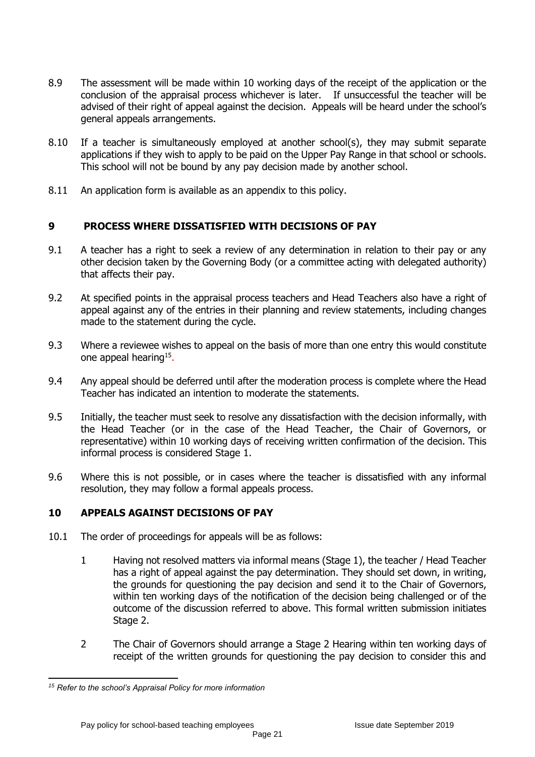8.9 The assessment will be made within 10 working days of the receipt of the application or the conclusion of the appraisal process whichever is later. If unsuccessful the teacher will be advised of their right of appeal against the decision. Appeals will be heard under the school's general appeals arrangements.

8.10 If a teacher is simultaneously employed at another school(s), they may submit separate applications if they wish to apply to be paid on the Upper Pay Range in that school or schools. This school will not be bound by any pay decision made by another school.

8.11 An application form is available as an appendix to this policy.

## 9 PROCESS WHERE DISSATISFIED WITH DECISIONS OF PAY

9.1 A teacher has a right to seek a review of any determination in relation to their pay or any other decision taken by the Governing Body (or a committee acting with delegated authority) that affects their pay.

9.2 At specified points in the appraisal process teachers and Head Teachers also have a right of appeal against any of the entries in their planning and review statements, including changes made to the statement during the cycle.

9.3 Where a reviewee wishes to appeal on the basis of more than one entry this would constitute one appeal hearing[15].

9.4 Any appeal should be deferred until after the moderation process is complete where the Head Teacher has indicated an intention to moderate the statements.

9.5 Initially, the teacher must seek to resolve any dissatisfaction with the decision informally, with the Head Teacher (or in the case of the Head Teacher, the Chair of Governors, or representative) within 10 working days of receiving written confirmation of the decision. This informal process is considered Stage 1.

9.6 Where this is not possible, or in cases where the teacher is dissatisfied with any informal resolution, they may follow a formal appeals process.

## 10 APPEALS AGAINST DECISIONS OF PAY

10.1 The order of proceedings for appeals will be as follows:

1. Having not resolved matters via informal means (Stage 1), the teacher / Head Teacher has a right of appeal against the pay determination. They should set down, in writing, the grounds for questioning the pay decision and send it to the Chair of Governors, within ten working days of the notification of the decision being challenged or of the outcome of the discussion referred to above. This formal written submission initiates Stage 2.

2. The Chair of Governors should arrange a Stage 2 Hearing within ten working days of receipt of the written grounds for questioning the pay decision to consider this and

---

*[15] Refer to the school's Appraisal Policy for more information*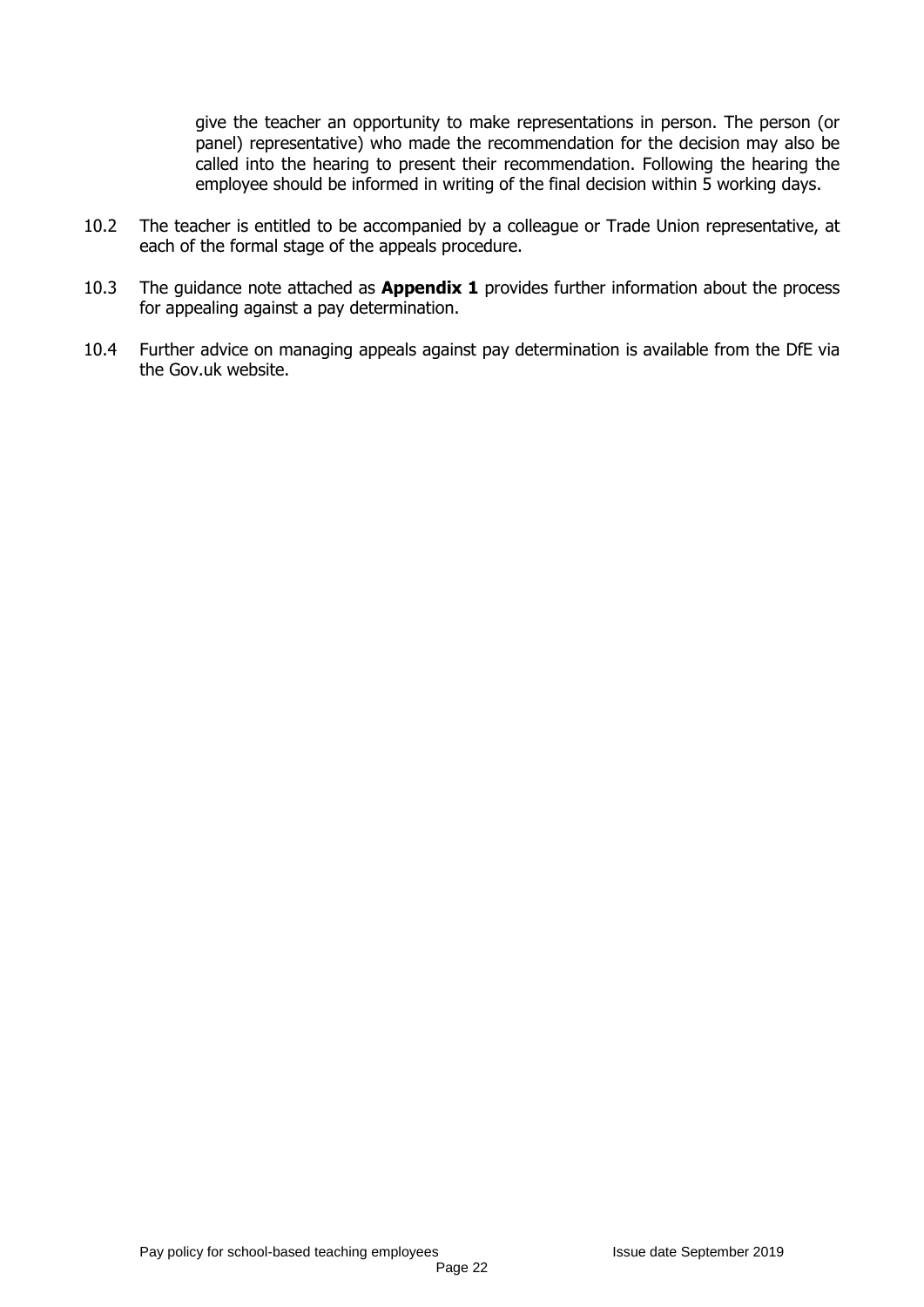give the teacher an opportunity to make representations in person. The person (or panel) representative) who made the recommendation for the decision may also be called into the hearing to present their recommendation. Following the hearing the employee should be informed in writing of the final decision within 5 working days.

10.2 The teacher is entitled to be accompanied by a colleague or Trade Union representative, at each of the formal stage of the appeals procedure.

10.3 The guidance note attached as **Appendix 1** provides further information about the process for appealing against a pay determination.

10.4 Further advice on managing appeals against pay determination is available from the DfE via the Gov.uk website.